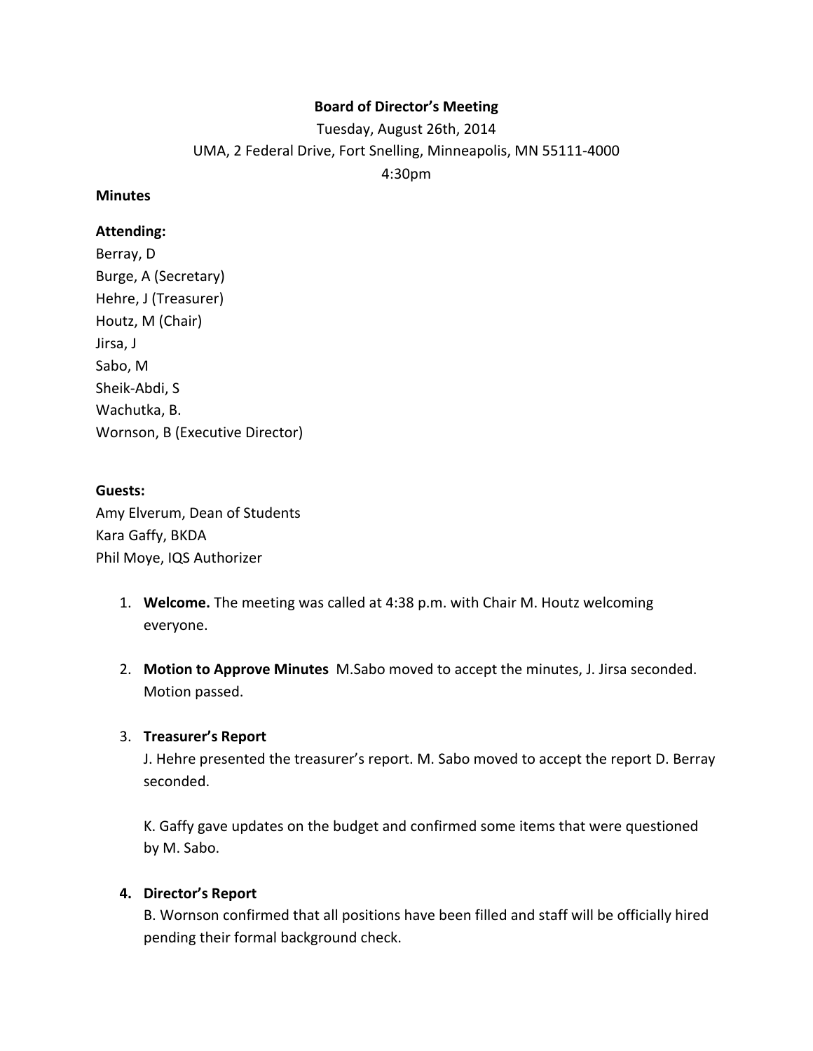**Board of Director's Meeting**

Tuesday, August 26th, 2014

UMA, 2 Federal Drive, Fort Snelling, Minneapolis, MN 55111-4000

4:30pm

**Minutes**

**Attending:**

Berray, D
Burge, A (Secretary)
Hehre, J (Treasurer)
Houtz, M (Chair)
Jirsa, J
Sabo, M
Sheik-Abdi, S
Wachutka, B.
Wornson, B (Executive Director)

**Guests:**

Amy Elverum, Dean of Students
Kara Gaffy, BKDA
Phil Moye, IQS Authorizer

1. **Welcome.** The meeting was called at 4:38 p.m. with Chair M. Houtz welcoming everyone.

2. **Motion to Approve Minutes** M.Sabo moved to accept the minutes, J. Jirsa seconded. Motion passed.

3. **Treasurer's Report**
   J. Hehre presented the treasurer's report. M. Sabo moved to accept the report D. Berray seconded.

   K. Gaffy gave updates on the budget and confirmed some items that were questioned by M. Sabo.

4. **Director's Report**
   B. Wornson confirmed that all positions have been filled and staff will be officially hired pending their formal background check.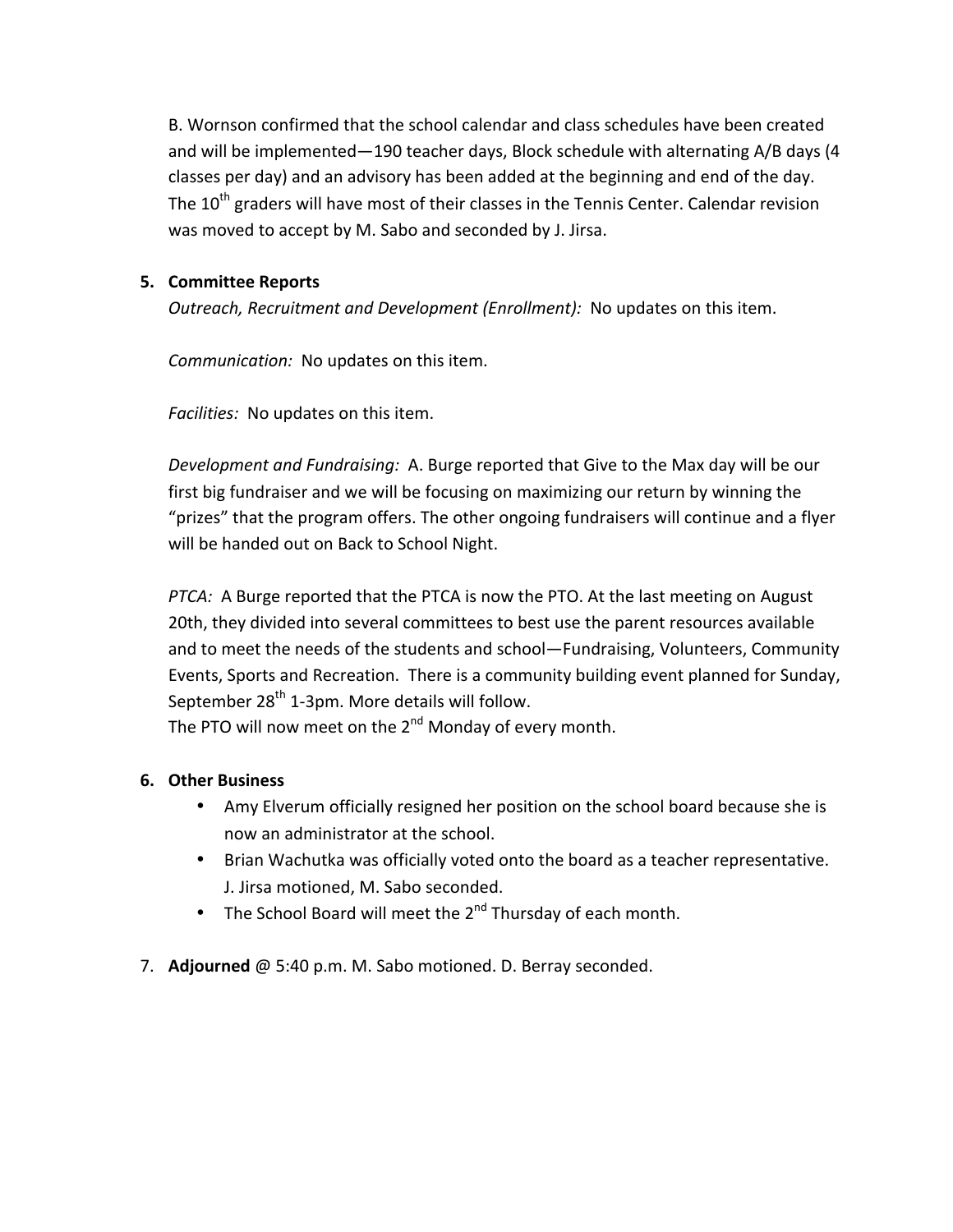B. Wornson confirmed that the school calendar and class schedules have been created and will be implemented—190 teacher days, Block schedule with alternating A/B days (4 classes per day) and an advisory has been added at the beginning and end of the day. The 10th graders will have most of their classes in the Tennis Center. Calendar revision was moved to accept by M. Sabo and seconded by J. Jirsa.

5. **Committee Reports**

   *Outreach, Recruitment and Development (Enrollment):* No updates on this item.

   *Communication:* No updates on this item.

   *Facilities:* No updates on this item.

   *Development and Fundraising:* A. Burge reported that Give to the Max day will be our first big fundraiser and we will be focusing on maximizing our return by winning the "prizes" that the program offers. The other ongoing fundraisers will continue and a flyer will be handed out on Back to School Night.

   *PTCA:* A Burge reported that the PTCA is now the PTO. At the last meeting on August 20th, they divided into several committees to best use the parent resources available and to meet the needs of the students and school—Fundraising, Volunteers, Community Events, Sports and Recreation. There is a community building event planned for Sunday, September 28th 1-3pm. More details will follow.
   The PTO will now meet on the 2nd Monday of every month.

6. **Other Business**
   - Amy Elverum officially resigned her position on the school board because she is now an administrator at the school.
   - Brian Wachutka was officially voted onto the board as a teacher representative. J. Jirsa motioned, M. Sabo seconded.
   - The School Board will meet the 2nd Thursday of each month.

7. **Adjourned** @ 5:40 p.m. M. Sabo motioned. D. Berray seconded.